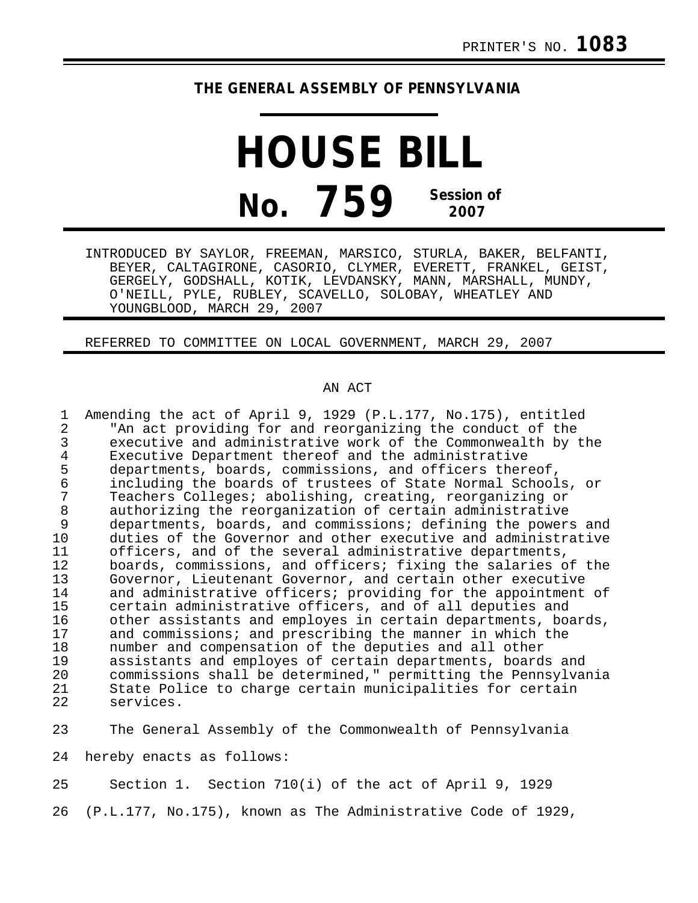PRINTER'S NO. **1083**

**THE GENERAL ASSEMBLY OF PENNSYLVANIA**

# HOUSE BILL

# No. 759 Session of 2007

INTRODUCED BY SAYLOR, FREEMAN, MARSICO, STURLA, BAKER, BELFANTI, BEYER, CALTAGIRONE, CASORIO, CLYMER, EVERETT, FRANKEL, GEIST, GERGELY, GODSHALL, KOTIK, LEVDANSKY, MANN, MARSHALL, MUNDY, O'NEILL, PYLE, RUBLEY, SCAVELLO, SOLOBAY, WHEATLEY AND YOUNGBLOOD, MARCH 29, 2007

REFERRED TO COMMITTEE ON LOCAL GOVERNMENT, MARCH 29, 2007

AN ACT

1 Amending the act of April 9, 1929 (P.L.177, No.175), entitled
2 "An act providing for and reorganizing the conduct of the
3 executive and administrative work of the Commonwealth by the
4 Executive Department thereof and the administrative
5 departments, boards, commissions, and officers thereof,
6 including the boards of trustees of State Normal Schools, or
7 Teachers Colleges; abolishing, creating, reorganizing or
8 authorizing the reorganization of certain administrative
9 departments, boards, and commissions; defining the powers and
10 duties of the Governor and other executive and administrative
11 officers, and of the several administrative departments,
12 boards, commissions, and officers; fixing the salaries of the
13 Governor, Lieutenant Governor, and certain other executive
14 and administrative officers; providing for the appointment of
15 certain administrative officers, and of all deputies and
16 other assistants and employes in certain departments, boards,
17 and commissions; and prescribing the manner in which the
18 number and compensation of the deputies and all other
19 assistants and employes of certain departments, boards and
20 commissions shall be determined," permitting the Pennsylvania
21 State Police to charge certain municipalities for certain
22 services.

23 The General Assembly of the Commonwealth of Pennsylvania
24 hereby enacts as follows:

25 Section 1. Section 710(i) of the act of April 9, 1929
26 (P.L.177, No.175), known as The Administrative Code of 1929,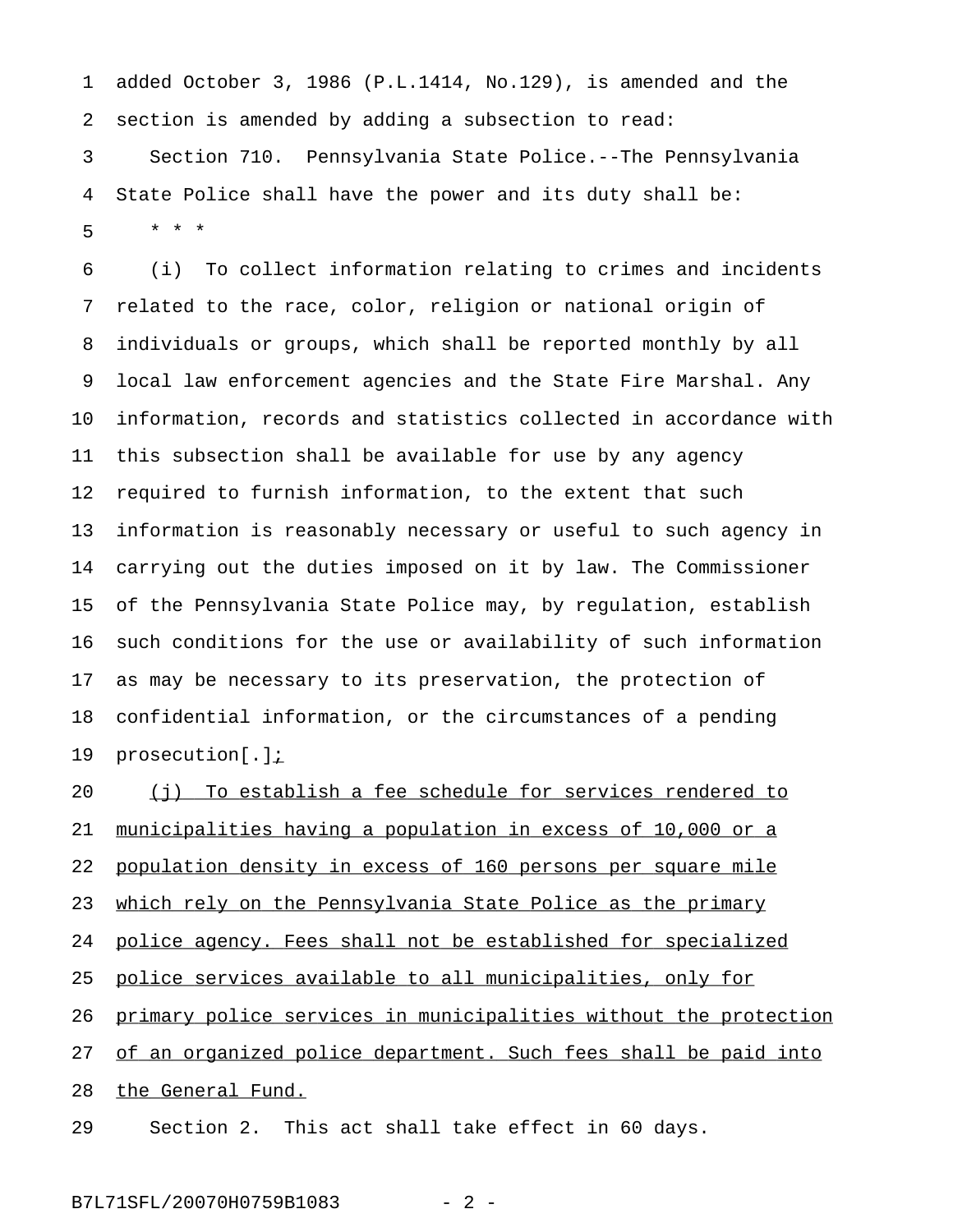added October 3, 1986 (P.L.1414, No.129), is amended and the section is amended by adding a subsection to read:

Section 710. Pennsylvania State Police.--The Pennsylvania State Police shall have the power and its duty shall be:

* * *

(i) To collect information relating to crimes and incidents related to the race, color, religion or national origin of individuals or groups, which shall be reported monthly by all local law enforcement agencies and the State Fire Marshal. Any information, records and statistics collected in accordance with this subsection shall be available for use by any agency required to furnish information, to the extent that such information is reasonably necessary or useful to such agency in carrying out the duties imposed on it by law. The Commissioner of the Pennsylvania State Police may, by regulation, establish such conditions for the use or availability of such information as may be necessary to its preservation, the protection of confidential information, or the circumstances of a pending prosecution[.]<u>;</u>

<u>(j) To establish a fee schedule for services rendered to municipalities having a population in excess of 10,000 or a population density in excess of 160 persons per square mile which rely on the Pennsylvania State Police as the primary police agency. Fees shall not be established for specialized police services available to all municipalities, only for primary police services in municipalities without the protection of an organized police department. Such fees shall be paid into the General Fund.</u>

Section 2. This act shall take effect in 60 days.